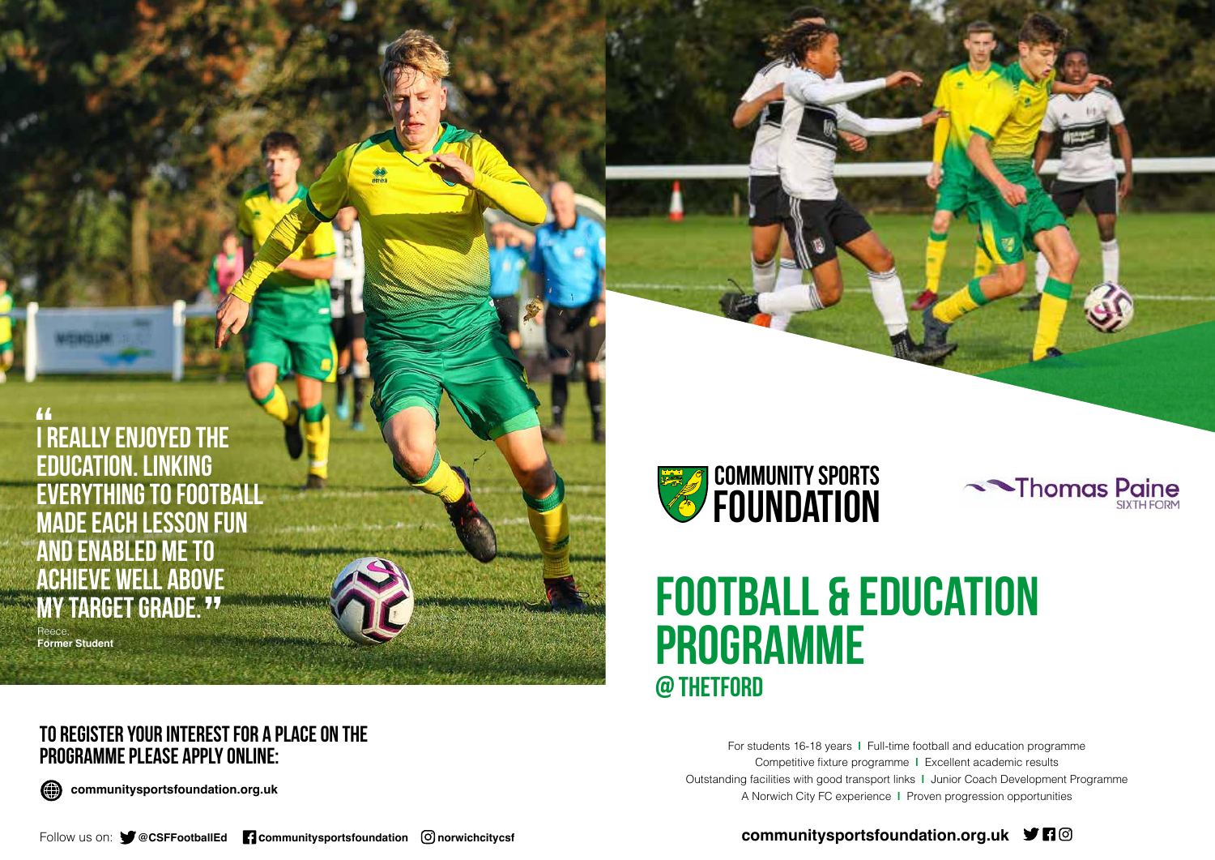> "I REALLY ENJOYED THE EDUCATION. LINKING EVERYTHING TO FOOTBALL MADE EACH LESSON FUN AND ENABLED ME TO ACHIEVE WELL ABOVE MY TARGET GRADE."
>
> Reece,
> **Former Student**

COMMUNITY SPORTS FOUNDATION

Thomas Paine SIXTH FORM

# FOOTBALL & EDUCATION PROGRAMME

## @ THETFORD

For students 16-18 years | Full-time football and education programme
Competitive fixture programme | Excellent academic results
Outstanding facilities with good transport links | Junior Coach Development Programme
A Norwich City FC experience | Proven progression opportunities

**communitysportsfoundation.org.uk**

## TO REGISTER YOUR INTEREST FOR A PLACE ON THE PROGRAMME PLEASE APPLY ONLINE:

**communitysportsfoundation.org.uk**

Follow us on: **@CSFFootballEd** **communitysportsfoundation** **norwichcitycsf**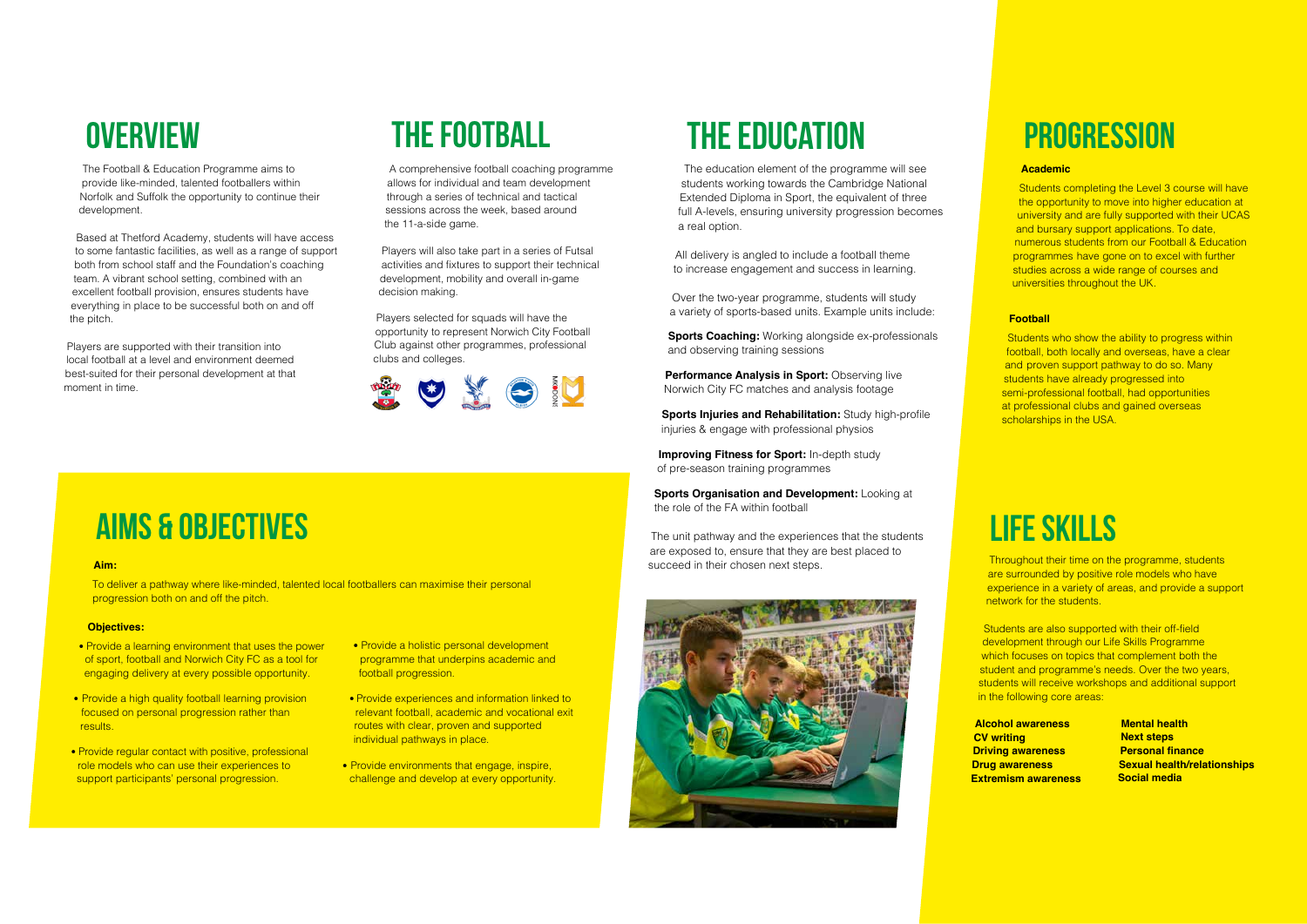# OVERVIEW

The Football & Education Programme aims to provide like-minded, talented footballers within Norfolk and Suffolk the opportunity to continue their development.

Based at Thetford Academy, students will have access to some fantastic facilities, as well as a range of support both from school staff and the Foundation's coaching team. A vibrant school setting, combined with an excellent football provision, ensures students have everything in place to be successful both on and off the pitch.

Players are supported with their transition into local football at a level and environment deemed best-suited for their personal development at that moment in time.

# THE FOOTBALL

A comprehensive football coaching programme allows for individual and team development through a series of technical and tactical sessions across the week, based around the 11-a-side game.

Players will also take part in a series of Futsal activities and fixtures to support their technical development, mobility and overall in-game decision making.

Players selected for squads will have the opportunity to represent Norwich City Football Club against other programmes, professional clubs and colleges.

# THE EDUCATION

The education element of the programme will see students working towards the Cambridge National Extended Diploma in Sport, the equivalent of three full A-levels, ensuring university progression becomes a real option.

All delivery is angled to include a football theme to increase engagement and success in learning.

Over the two-year programme, students will study a variety of sports-based units. Example units include:

**Sports Coaching:** Working alongside ex-professionals and observing training sessions

**Performance Analysis in Sport:** Observing live Norwich City FC matches and analysis footage

**Sports Injuries and Rehabilitation:** Study high-profile injuries & engage with professional physios

**Improving Fitness for Sport:** In-depth study of pre-season training programmes

**Sports Organisation and Development:** Looking at the role of the FA within football

The unit pathway and the experiences that the students are exposed to, ensure that they are best placed to succeed in their chosen next steps.

# PROGRESSION

**Academic**

Students completing the Level 3 course will have the opportunity to move into higher education at university and are fully supported with their UCAS and bursary support applications. To date, numerous students from our Football & Education programmes have gone on to excel with further studies across a wide range of courses and universities throughout the UK.

**Football**

Students who show the ability to progress within football, both locally and overseas, have a clear and proven support pathway to do so. Many students have already progressed into semi-professional football, had opportunities at professional clubs and gained overseas scholarships in the USA.

# AIMS & OBJECTIVES

**Aim:**

To deliver a pathway where like-minded, talented local footballers can maximise their personal progression both on and off the pitch.

**Objectives:**

- Provide a learning environment that uses the power of sport, football and Norwich City FC as a tool for engaging delivery at every possible opportunity.
- Provide a high quality football learning provision focused on personal progression rather than results.
- Provide regular contact with positive, professional role models who can use their experiences to support participants' personal progression.
- Provide a holistic personal development programme that underpins academic and football progression.
- Provide experiences and information linked to relevant football, academic and vocational exit routes with clear, proven and supported individual pathways in place.
- Provide environments that engage, inspire, challenge and develop at every opportunity.

# LIFE SKILLS

Throughout their time on the programme, students are surrounded by positive role models who have experience in a variety of areas, and provide a support network for the students.

Students are also supported with their off-field development through our Life Skills Programme which focuses on topics that complement both the student and programme's needs. Over the two years, students will receive workshops and additional support in the following core areas:

**Alcohol awareness**
**CV writing**
**Driving awareness**
**Drug awareness**
**Extremism awareness**
**Mental health**
**Next steps**
**Personal finance**
**Sexual health/relationships**
**Social media**